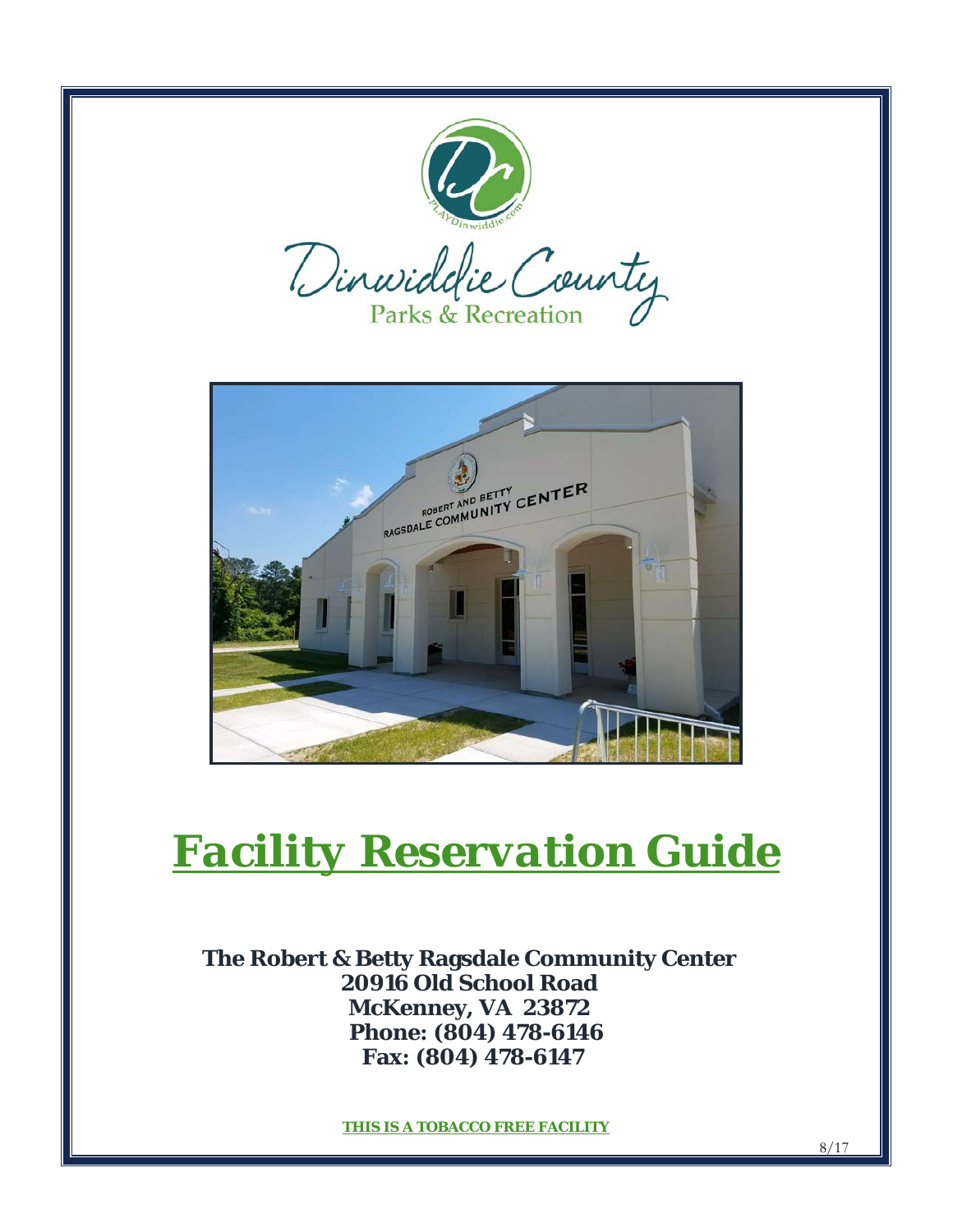Dinwiddie County
Parks & Recreation

# *Facility Reservation Guide*

**The Robert & Betty Ragsdale Community Center**
**20916 Old School Road**
**McKenney, VA 23872**
**Phone: (804) 478-6146**
**Fax: (804) 478-6147**

**THIS IS A TOBACCO FREE FACILITY**

8/17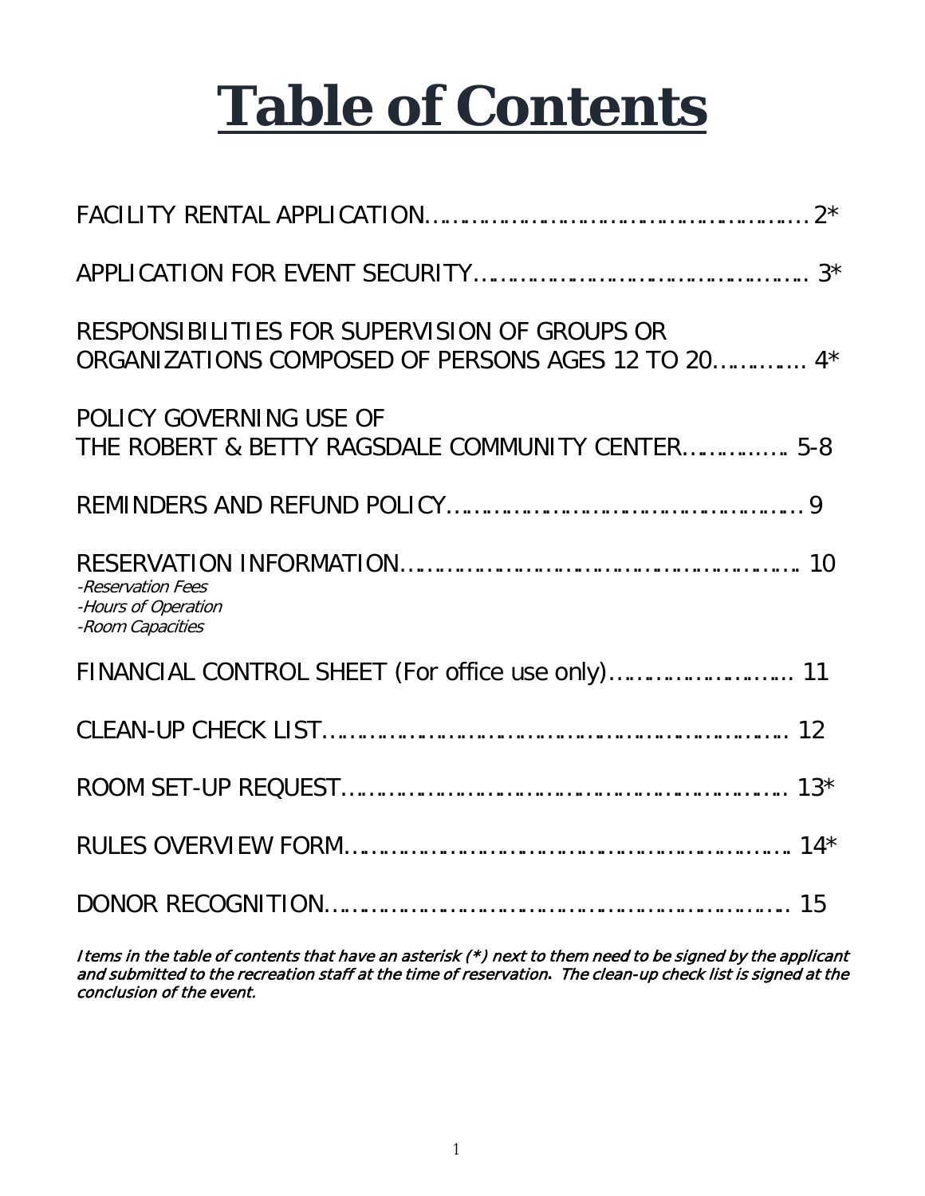# Table of Contents

FACILITY RENTAL APPLICATION………………………………………………… 2*

APPLICATION FOR EVENT SECURITY……………………………………… 3*

RESPONSIBILITIES FOR SUPERVISION OF GROUPS OR
ORGANIZATIONS COMPOSED OF PERSONS AGES 12 TO 20………… 4*

POLICY GOVERNING USE OF
THE ROBERT & BETTY RAGSDALE COMMUNITY CENTER…………… 5-8

REMINDERS AND REFUND POLICY………………………………………… 9

RESERVATION INFORMATION……………………………………………… 10
*-Reservation Fees*
*-Hours of Operation*
*-Room Capacities*

FINANCIAL CONTROL SHEET (For office use only)……………………… 11

CLEAN-UP CHECK LIST……………………………………………………… 12

ROOM SET-UP REQUEST…………………………………………………… 13*

RULES OVERVIEW FORM……………………………………………………… 14*

DONOR RECOGNITION………………………………………………………… 15

***Items in the table of contents that have an asterisk (*) next to them need to be signed by the applicant and submitted to the recreation staff at the time of reservation. The clean-up check list is signed at the conclusion of the event.***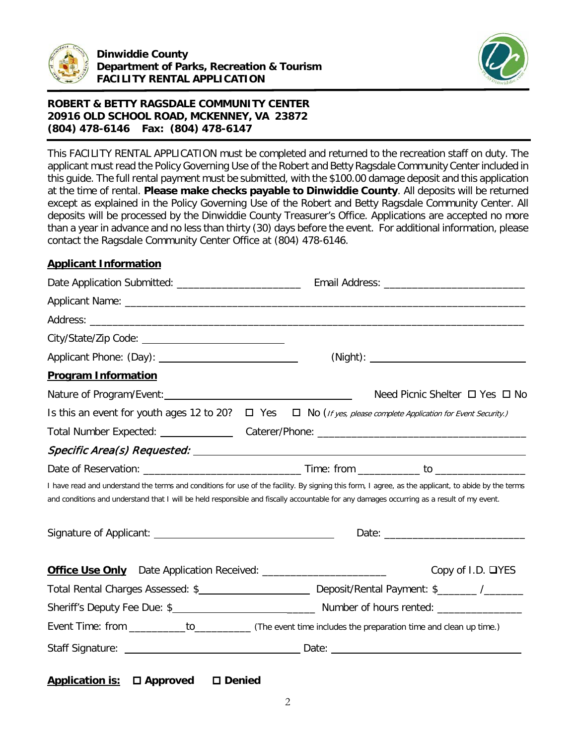**Dinwiddie County**
**Department of Parks, Recreation & Tourism**
**FACILITY RENTAL APPLICATION**

**ROBERT & BETTY RAGSDALE COMMUNITY CENTER**
**20916 OLD SCHOOL ROAD, MCKENNEY, VA 23872**
**(804) 478-6146 Fax: (804) 478-6147**

This FACILITY RENTAL APPLICATION must be completed and returned to the recreation staff on duty. The applicant must read the Policy Governing Use of the Robert and Betty Ragsdale Community Center included in this guide. The full rental payment must be submitted, with the $100.00 damage deposit and this application at the time of rental. **Please make checks payable to Dinwiddie County**. All deposits will be returned except as explained in the Policy Governing Use of the Robert and Betty Ragsdale Community Center. All deposits will be processed by the Dinwiddie County Treasurer's Office. Applications are accepted no more than a year in advance and no less than thirty (30) days before the event. For additional information, please contact the Ragsdale Community Center Office at (804) 478-6146.

## Applicant Information

Date Application Submitted: ______________________ Email Address: ________________________

Applicant Name: ____________________________________________________________________

Address: __________________________________________________________________________

City/State/Zip Code: ____________________________

Applicant Phone: (Day): ____________________________ (Night): ____________________________

## Program Information

Nature of Program/Event: ________________________________ Need Picnic Shelter ☐ Yes ☐ No

Is this an event for youth ages 12 to 20? ☐ Yes ☐ No (*If yes, please complete Application for Event Security.*)

Total Number Expected: ______________ Caterer/Phone: ____________________________________

***Specific Area(s) Requested:*** ______________________________________________________

Date of Reservation: ____________________________ Time: from ___________ to ________________

I have read and understand the terms and conditions for use of the facility. By signing this form, I agree, as the applicant, to abide by the terms and conditions and understand that I will be held responsible and fiscally accountable for any damages occurring as a result of my event.

Signature of Applicant: ________________________________ Date: _________________________

**Office Use Only** Date Application Received: ______________________ Copy of I.D. ☐YES

Total Rental Charges Assessed: $____________________ Deposit/Rental Payment: $_______ /_______

Sheriff's Deputy Fee Due: $___________________________ Number of hours rented: _______________

Event Time: from __________to__________ (The event time includes the preparation time and clean up time.)

Staff Signature: ________________________________ Date: ___________________________________

**Application is:** ☐ **Approved** ☐ **Denied**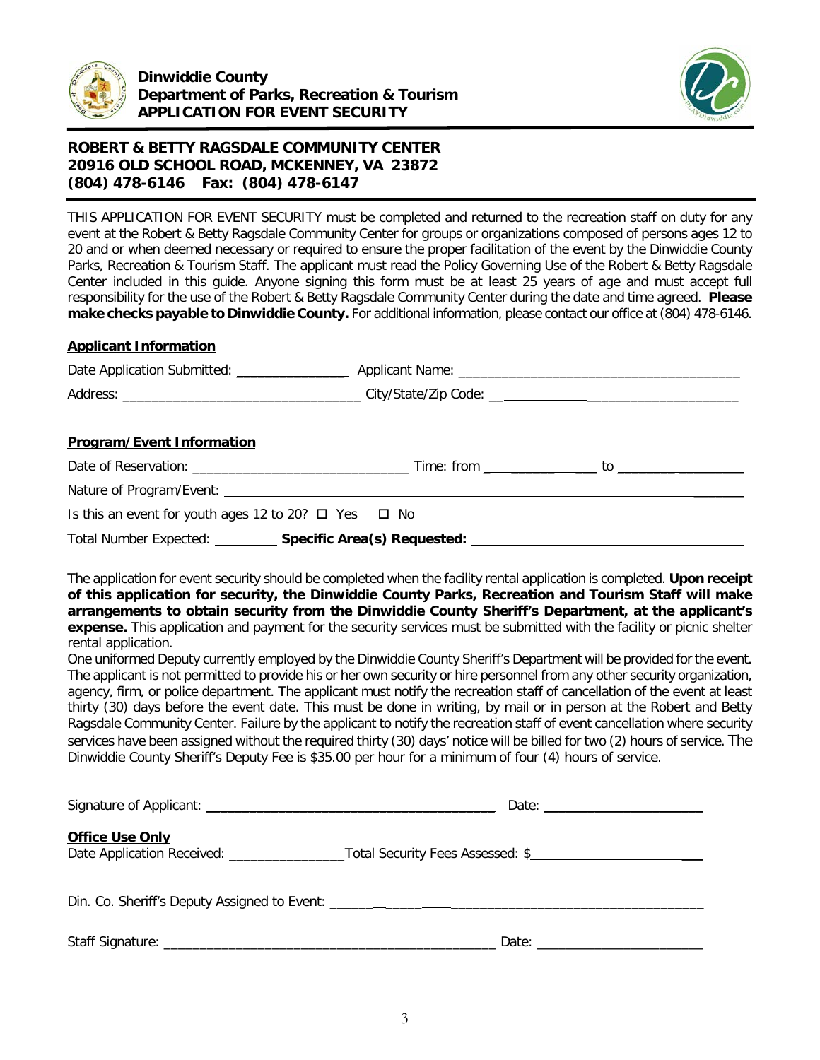**Dinwiddie County**
**Department of Parks, Recreation & Tourism**
**APPLICATION FOR EVENT SECURITY**

**ROBERT & BETTY RAGSDALE COMMUNITY CENTER**
**20916 OLD SCHOOL ROAD, MCKENNEY, VA 23872**
**(804) 478-6146 Fax: (804) 478-6147**

THIS APPLICATION FOR EVENT SECURITY must be completed and returned to the recreation staff on duty for any event at the Robert & Betty Ragsdale Community Center for groups or organizations composed of persons ages 12 to 20 and or when deemed necessary or required to ensure the proper facilitation of the event by the Dinwiddie County Parks, Recreation & Tourism Staff. The applicant must read the Policy Governing Use of the Robert & Betty Ragsdale Center included in this guide. Anyone signing this form must be at least 25 years of age and must accept full responsibility for the use of the Robert & Betty Ragsdale Community Center during the date and time agreed. **Please make checks payable to Dinwiddie County.** For additional information, please contact our office at (804) 478-6146.

**Applicant Information**

Date Application Submitted: _______________ Applicant Name: _______________________________________

Address: _________________________________ City/State/Zip Code: __________________________________

**Program/Event Information**

Date of Reservation: ______________________________ Time: from _______________ to _________________

Nature of Program/Event: ____________________________________________________________________

Is this an event for youth ages 12 to 20? ☐ Yes ☐ No

Total Number Expected: _________ **Specific Area(s) Requested:** ____________________________________

The application for event security should be completed when the facility rental application is completed. **Upon receipt of this application for security, the Dinwiddie County Parks, Recreation and Tourism Staff will make arrangements to obtain security from the Dinwiddie County Sheriff's Department, at the applicant's expense.** This application and payment for the security services must be submitted with the facility or picnic shelter rental application.

One uniformed Deputy currently employed by the Dinwiddie County Sheriff's Department will be provided for the event. The applicant is not permitted to provide his or her own security or hire personnel from any other security organization, agency, firm, or police department. The applicant must notify the recreation staff of cancellation of the event at least thirty (30) days before the event date. This must be done in writing, by mail or in person at the Robert and Betty Ragsdale Community Center. Failure by the applicant to notify the recreation staff of event cancellation where security services have been assigned without the required thirty (30) days' notice will be billed for two (2) hours of service. The Dinwiddie County Sheriff's Deputy Fee is $35.00 per hour for a minimum of four (4) hours of service.

Signature of Applicant: _______________________________________ Date: _____________________

**Office Use Only**

Date Application Received: ________________ Total Security Fees Assessed: $_________________________

Din. Co. Sheriff's Deputy Assigned to Event: ____________________________________________________

Staff Signature: _____________________________________________ Date: _______________________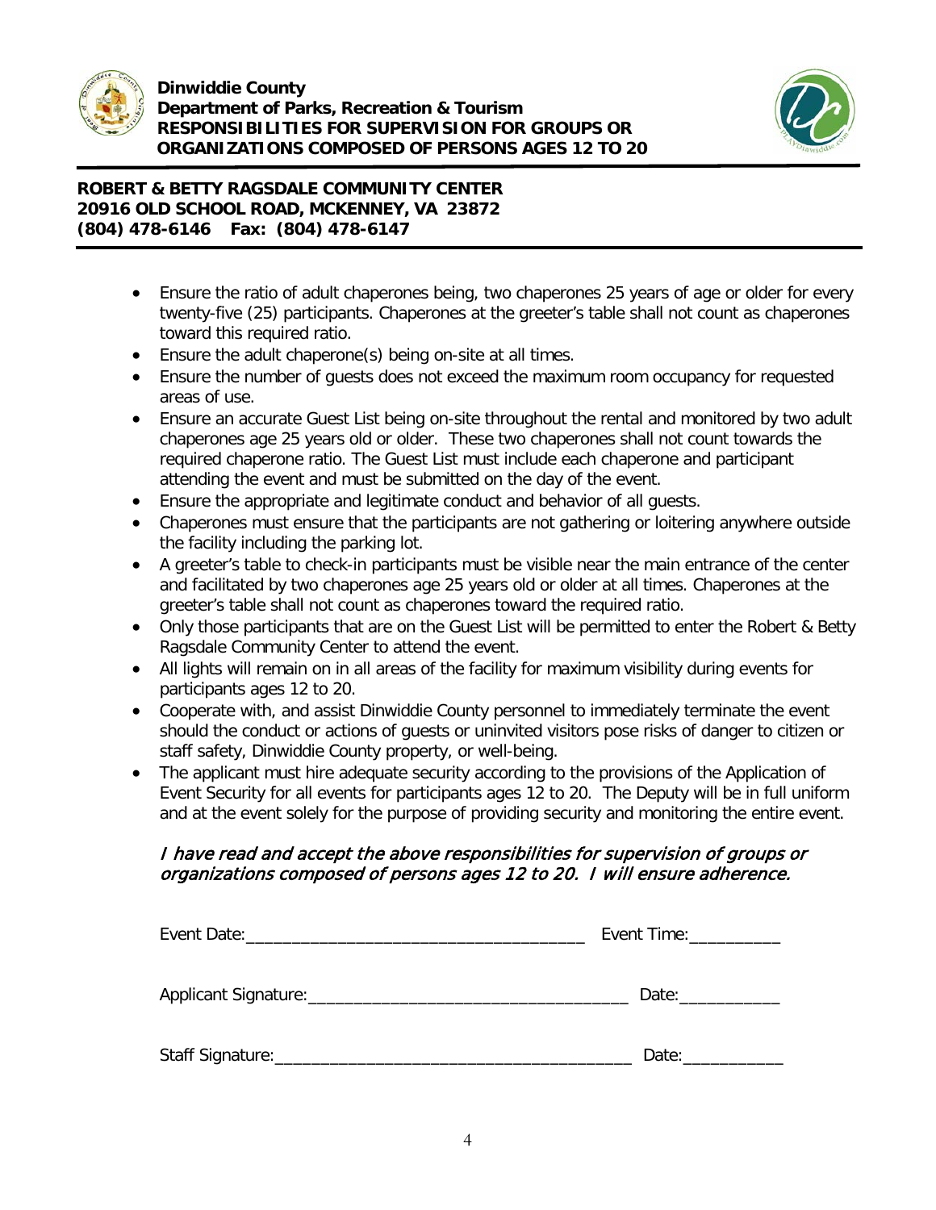**Dinwiddie County**
**Department of Parks, Recreation & Tourism**
**RESPONSIBILITIES FOR SUPERVISION FOR GROUPS OR ORGANIZATIONS COMPOSED OF PERSONS AGES 12 TO 20**

**ROBERT & BETTY RAGSDALE COMMUNITY CENTER**
**20916 OLD SCHOOL ROAD, MCKENNEY, VA 23872**
**(804) 478-6146 Fax: (804) 478-6147**

- Ensure the ratio of adult chaperones being, two chaperones 25 years of age or older for every twenty-five (25) participants. Chaperones at the greeter's table shall not count as chaperones toward this required ratio.
- Ensure the adult chaperone(s) being on-site at all times.
- Ensure the number of guests does not exceed the maximum room occupancy for requested areas of use.
- Ensure an accurate Guest List being on-site throughout the rental and monitored by two adult chaperones age 25 years old or older. These two chaperones shall not count towards the required chaperone ratio. The Guest List must include each chaperone and participant attending the event and must be submitted on the day of the event.
- Ensure the appropriate and legitimate conduct and behavior of all guests.
- Chaperones must ensure that the participants are not gathering or loitering anywhere outside the facility including the parking lot.
- A greeter's table to check-in participants must be visible near the main entrance of the center and facilitated by two chaperones age 25 years old or older at all times. Chaperones at the greeter's table shall not count as chaperones toward the required ratio.
- Only those participants that are on the Guest List will be permitted to enter the Robert & Betty Ragsdale Community Center to attend the event.
- All lights will remain on in all areas of the facility for maximum visibility during events for participants ages 12 to 20.
- Cooperate with, and assist Dinwiddie County personnel to immediately terminate the event should the conduct or actions of guests or uninvited visitors pose risks of danger to citizen or staff safety, Dinwiddie County property, or well-being.
- The applicant must hire adequate security according to the provisions of the Application of Event Security for all events for participants ages 12 to 20. The Deputy will be in full uniform and at the event solely for the purpose of providing security and monitoring the entire event.

***I have read and accept the above responsibilities for supervision of groups or organizations composed of persons ages 12 to 20. I will ensure adherence.***

Event Date:_____________________________________ Event Time:__________

Applicant Signature:___________________________________ Date:___________

Staff Signature:_______________________________________ Date:___________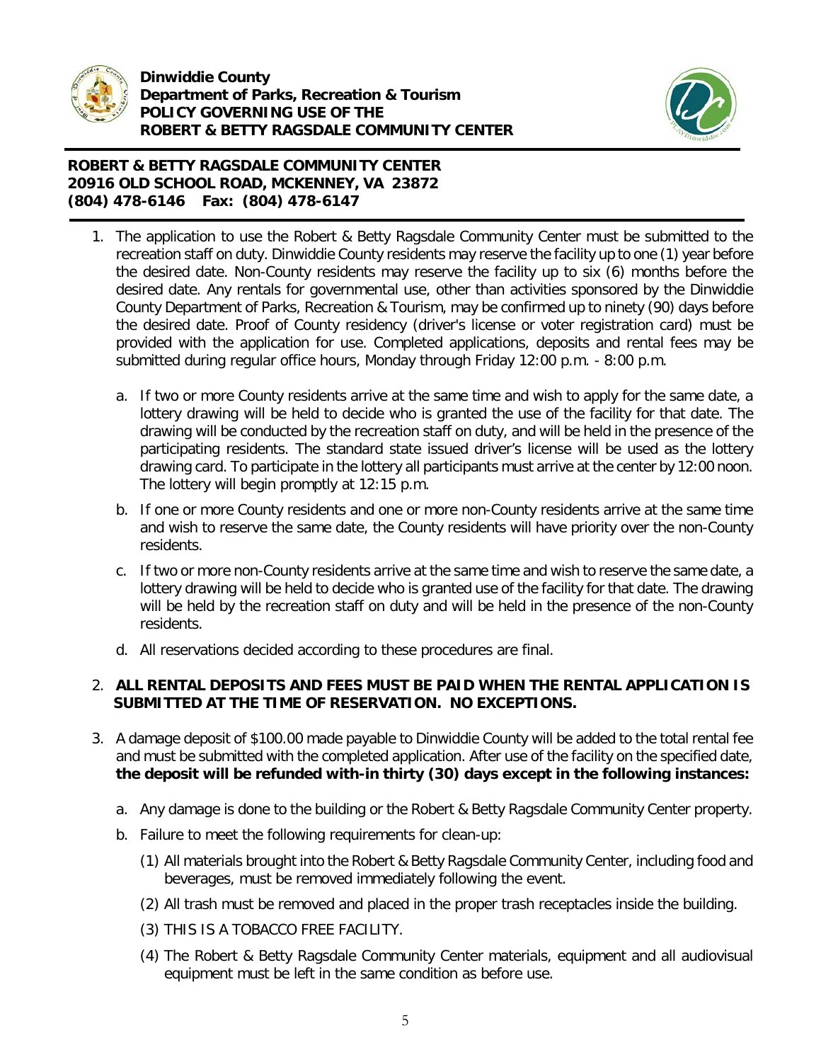**Dinwiddie County**
**Department of Parks, Recreation & Tourism**
**POLICY GOVERNING USE OF THE**
**ROBERT & BETTY RAGSDALE COMMUNITY CENTER**

**ROBERT & BETTY RAGSDALE COMMUNITY CENTER**
**20916 OLD SCHOOL ROAD, MCKENNEY, VA 23872**
**(804) 478-6146 Fax: (804) 478-6147**

1. The application to use the Robert & Betty Ragsdale Community Center must be submitted to the recreation staff on duty. Dinwiddie County residents may reserve the facility up to one (1) year before the desired date. Non-County residents may reserve the facility up to six (6) months before the desired date. Any rentals for governmental use, other than activities sponsored by the Dinwiddie County Department of Parks, Recreation & Tourism, may be confirmed up to ninety (90) days before the desired date. Proof of County residency (driver's license or voter registration card) must be provided with the application for use. Completed applications, deposits and rental fees may be submitted during regular office hours, Monday through Friday 12:00 p.m. - 8:00 p.m.

   a. If two or more County residents arrive at the same time and wish to apply for the same date, a lottery drawing will be held to decide who is granted the use of the facility for that date. The drawing will be conducted by the recreation staff on duty, and will be held in the presence of the participating residents. The standard state issued driver's license will be used as the lottery drawing card. To participate in the lottery all participants must arrive at the center by 12:00 noon. The lottery will begin promptly at 12:15 p.m.

   b. If one or more County residents and one or more non-County residents arrive at the same time and wish to reserve the same date, the County residents will have priority over the non-County residents.

   c. If two or more non-County residents arrive at the same time and wish to reserve the same date, a lottery drawing will be held to decide who is granted use of the facility for that date. The drawing will be held by the recreation staff on duty and will be held in the presence of the non-County residents.

   d. All reservations decided according to these procedures are final.

2. **ALL RENTAL DEPOSITS AND FEES MUST BE PAID WHEN THE RENTAL APPLICATION IS SUBMITTED AT THE TIME OF RESERVATION. NO EXCEPTIONS.**

3. A damage deposit of $100.00 made payable to Dinwiddie County will be added to the total rental fee and must be submitted with the completed application. After use of the facility on the specified date, **the deposit will be refunded with-in thirty (30) days except in the following instances:**

   a. Any damage is done to the building or the Robert & Betty Ragsdale Community Center property.

   b. Failure to meet the following requirements for clean-up:

      (1) All materials brought into the Robert & Betty Ragsdale Community Center, including food and beverages, must be removed immediately following the event.

      (2) All trash must be removed and placed in the proper trash receptacles inside the building.

      (3) THIS IS A TOBACCO FREE FACILITY.

      (4) The Robert & Betty Ragsdale Community Center materials, equipment and all audiovisual equipment must be left in the same condition as before use.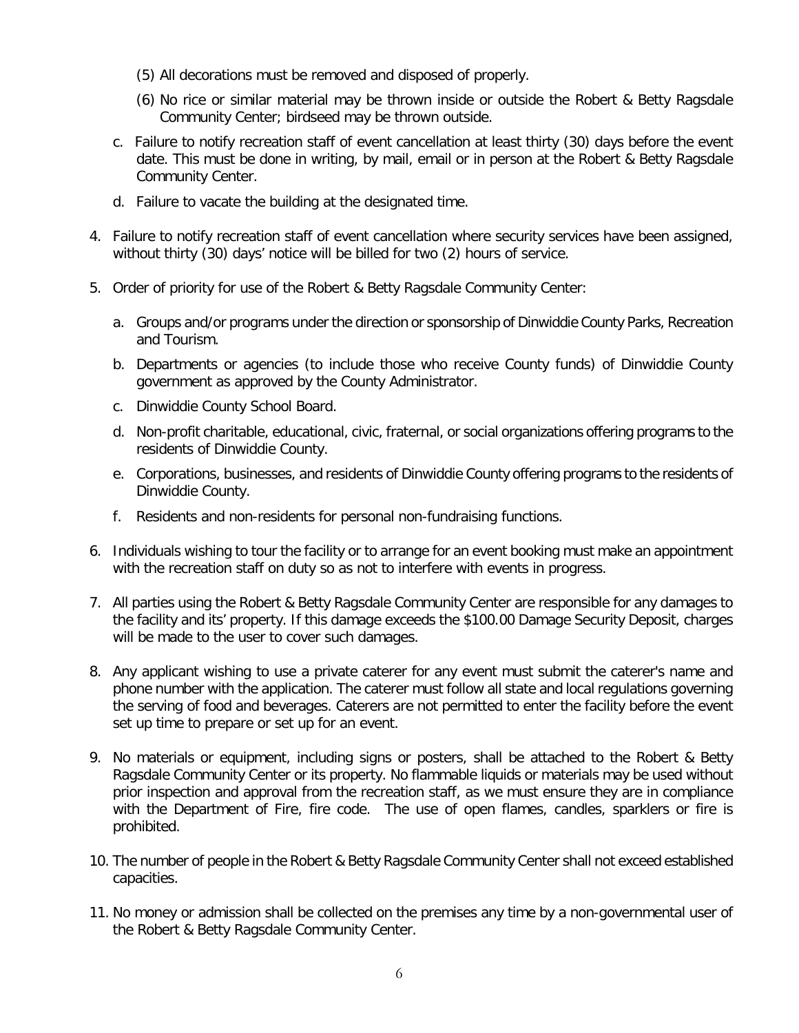(5) All decorations must be removed and disposed of properly.

(6) No rice or similar material may be thrown inside or outside the Robert & Betty Ragsdale Community Center; birdseed may be thrown outside.

c. Failure to notify recreation staff of event cancellation at least thirty (30) days before the event date. This must be done in writing, by mail, email or in person at the Robert & Betty Ragsdale Community Center.

d. Failure to vacate the building at the designated time.

4. Failure to notify recreation staff of event cancellation where security services have been assigned, without thirty (30) days' notice will be billed for two (2) hours of service.

5. Order of priority for use of the Robert & Betty Ragsdale Community Center:

   a. Groups and/or programs under the direction or sponsorship of Dinwiddie County Parks, Recreation and Tourism.

   b. Departments or agencies (to include those who receive County funds) of Dinwiddie County government as approved by the County Administrator.

   c. Dinwiddie County School Board.

   d. Non-profit charitable, educational, civic, fraternal, or social organizations offering programs to the residents of Dinwiddie County.

   e. Corporations, businesses, and residents of Dinwiddie County offering programs to the residents of Dinwiddie County.

   f. Residents and non-residents for personal non-fundraising functions.

6. Individuals wishing to tour the facility or to arrange for an event booking must make an appointment with the recreation staff on duty so as not to interfere with events in progress.

7. All parties using the Robert & Betty Ragsdale Community Center are responsible for any damages to the facility and its' property. If this damage exceeds the $100.00 Damage Security Deposit, charges will be made to the user to cover such damages.

8. Any applicant wishing to use a private caterer for any event must submit the caterer's name and phone number with the application. The caterer must follow all state and local regulations governing the serving of food and beverages. Caterers are not permitted to enter the facility before the event set up time to prepare or set up for an event.

9. No materials or equipment, including signs or posters, shall be attached to the Robert & Betty Ragsdale Community Center or its property. No flammable liquids or materials may be used without prior inspection and approval from the recreation staff, as we must ensure they are in compliance with the Department of Fire, fire code. The use of open flames, candles, sparklers or fire is prohibited.

10. The number of people in the Robert & Betty Ragsdale Community Center shall not exceed established capacities.

11. No money or admission shall be collected on the premises any time by a non-governmental user of the Robert & Betty Ragsdale Community Center.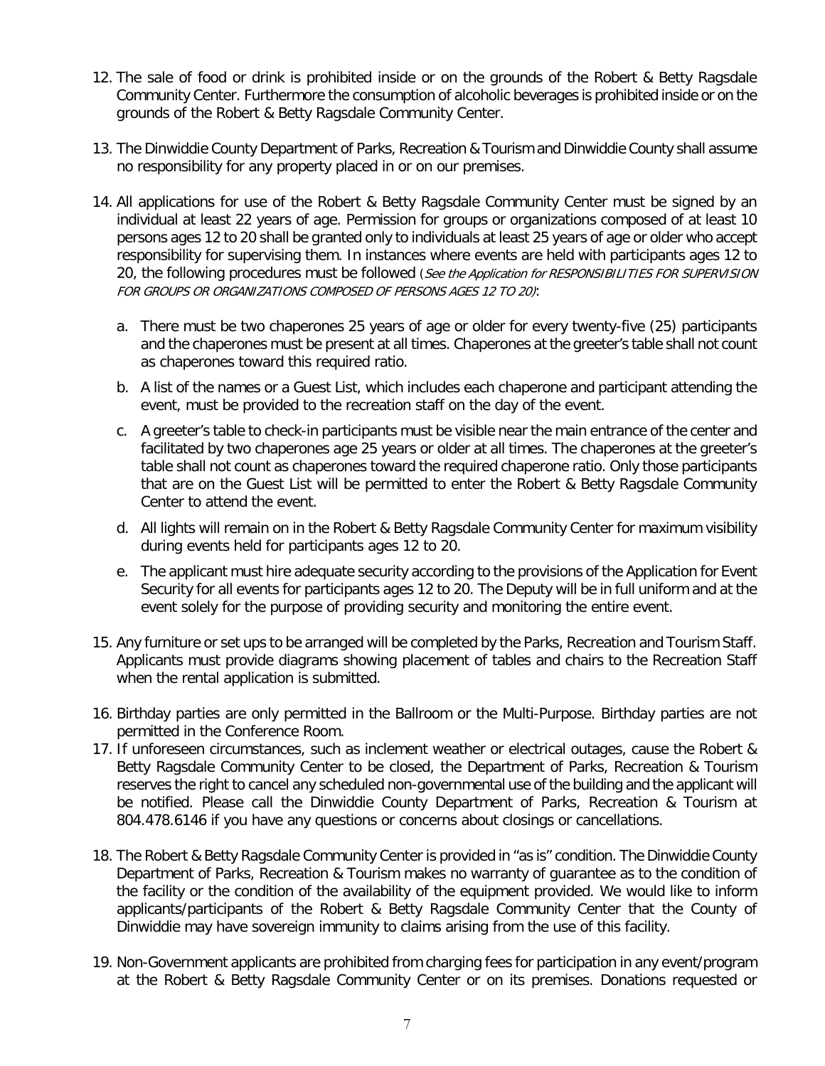12. The sale of food or drink is prohibited inside or on the grounds of the Robert & Betty Ragsdale Community Center. Furthermore the consumption of alcoholic beverages is prohibited inside or on the grounds of the Robert & Betty Ragsdale Community Center.

13. The Dinwiddie County Department of Parks, Recreation & Tourism and Dinwiddie County shall assume no responsibility for any property placed in or on our premises.

14. All applications for use of the Robert & Betty Ragsdale Community Center must be signed by an individual at least 22 years of age. Permission for groups or organizations composed of at least 10 persons ages 12 to 20 shall be granted only to individuals at least 25 years of age or older who accept responsibility for supervising them. In instances where events are held with participants ages 12 to 20, the following procedures must be followed (*See the Application for RESPONSIBILITIES FOR SUPERVISION FOR GROUPS OR ORGANIZATIONS COMPOSED OF PERSONS AGES 12 TO 20)*:

    a. There must be two chaperones 25 years of age or older for every twenty-five (25) participants and the chaperones must be present at all times. Chaperones at the greeter's table shall not count as chaperones toward this required ratio.

    b. A list of the names or a Guest List, which includes each chaperone and participant attending the event, must be provided to the recreation staff on the day of the event.

    c. A greeter's table to check-in participants must be visible near the main entrance of the center and facilitated by two chaperones age 25 years or older at all times. The chaperones at the greeter's table shall not count as chaperones toward the required chaperone ratio. Only those participants that are on the Guest List will be permitted to enter the Robert & Betty Ragsdale Community Center to attend the event.

    d. All lights will remain on in the Robert & Betty Ragsdale Community Center for maximum visibility during events held for participants ages 12 to 20.

    e. The applicant must hire adequate security according to the provisions of the Application for Event Security for all events for participants ages 12 to 20. The Deputy will be in full uniform and at the event solely for the purpose of providing security and monitoring the entire event.

15. Any furniture or set ups to be arranged will be completed by the Parks, Recreation and Tourism Staff. Applicants must provide diagrams showing placement of tables and chairs to the Recreation Staff when the rental application is submitted.

16. Birthday parties are only permitted in the Ballroom or the Multi-Purpose. Birthday parties are not permitted in the Conference Room.

17. If unforeseen circumstances, such as inclement weather or electrical outages, cause the Robert & Betty Ragsdale Community Center to be closed, the Department of Parks, Recreation & Tourism reserves the right to cancel any scheduled non-governmental use of the building and the applicant will be notified. Please call the Dinwiddie County Department of Parks, Recreation & Tourism at 804.478.6146 if you have any questions or concerns about closings or cancellations.

18. The Robert & Betty Ragsdale Community Center is provided in "as is" condition. The Dinwiddie County Department of Parks, Recreation & Tourism makes no warranty of guarantee as to the condition of the facility or the condition of the availability of the equipment provided. We would like to inform applicants/participants of the Robert & Betty Ragsdale Community Center that the County of Dinwiddie may have sovereign immunity to claims arising from the use of this facility.

19. Non-Government applicants are prohibited from charging fees for participation in any event/program at the Robert & Betty Ragsdale Community Center or on its premises. Donations requested or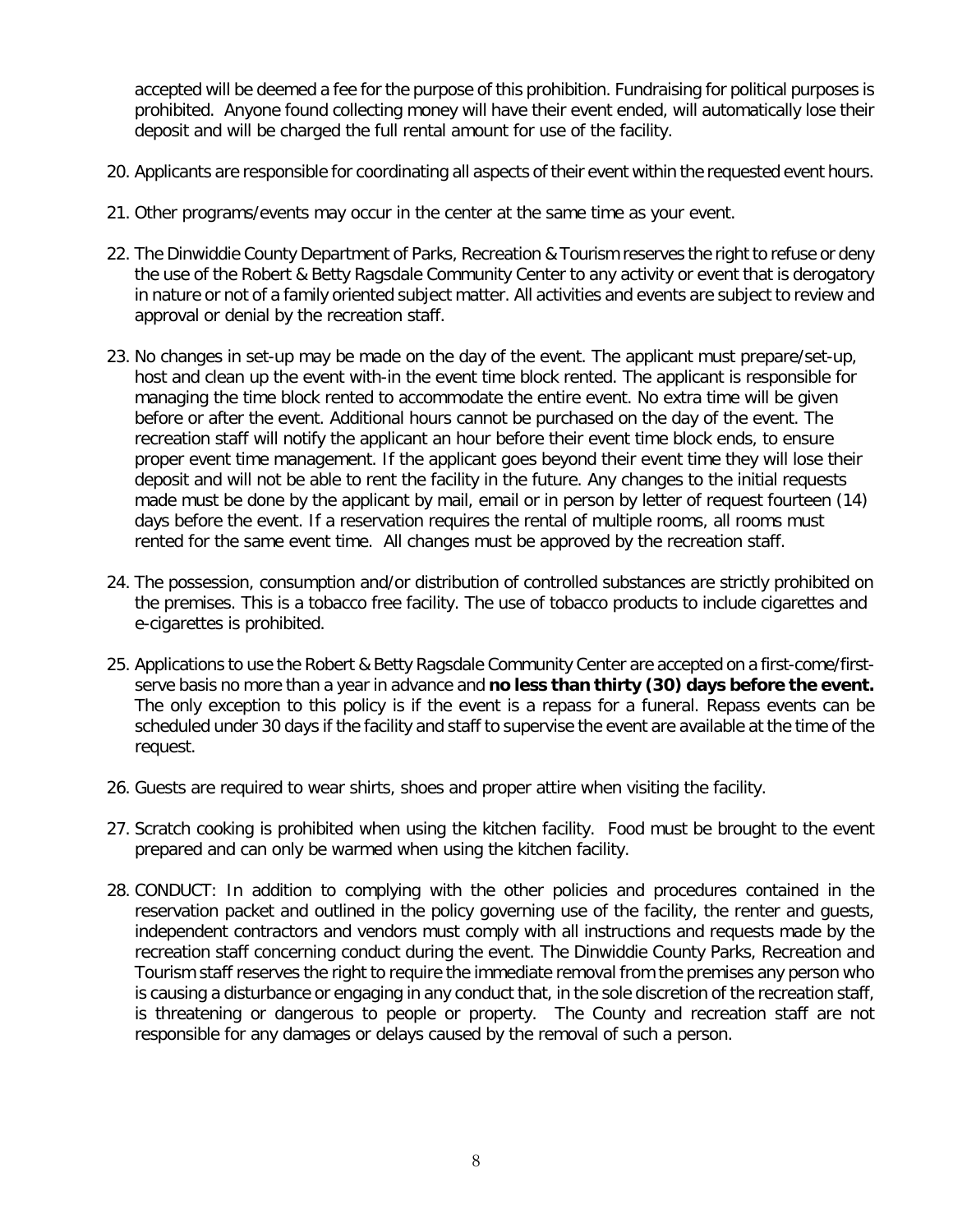accepted will be deemed a fee for the purpose of this prohibition. Fundraising for political purposes is prohibited. Anyone found collecting money will have their event ended, will automatically lose their deposit and will be charged the full rental amount for use of the facility.

20. Applicants are responsible for coordinating all aspects of their event within the requested event hours.

21. Other programs/events may occur in the center at the same time as your event.

22. The Dinwiddie County Department of Parks, Recreation & Tourism reserves the right to refuse or deny the use of the Robert & Betty Ragsdale Community Center to any activity or event that is derogatory in nature or not of a family oriented subject matter. All activities and events are subject to review and approval or denial by the recreation staff.

23. No changes in set-up may be made on the day of the event. The applicant must prepare/set-up, host and clean up the event with-in the event time block rented. The applicant is responsible for managing the time block rented to accommodate the entire event. No extra time will be given before or after the event. Additional hours cannot be purchased on the day of the event. The recreation staff will notify the applicant an hour before their event time block ends, to ensure proper event time management. If the applicant goes beyond their event time they will lose their deposit and will not be able to rent the facility in the future. Any changes to the initial requests made must be done by the applicant by mail, email or in person by letter of request fourteen (14) days before the event. If a reservation requires the rental of multiple rooms, all rooms must rented for the same event time. All changes must be approved by the recreation staff.

24. The possession, consumption and/or distribution of controlled substances are strictly prohibited on the premises. This is a tobacco free facility. The use of tobacco products to include cigarettes and e-cigarettes is prohibited.

25. Applications to use the Robert & Betty Ragsdale Community Center are accepted on a first-come/first-serve basis no more than a year in advance and **no less than thirty (30) days before the event.** The only exception to this policy is if the event is a repass for a funeral. Repass events can be scheduled under 30 days if the facility and staff to supervise the event are available at the time of the request.

26. Guests are required to wear shirts, shoes and proper attire when visiting the facility.

27. Scratch cooking is prohibited when using the kitchen facility. Food must be brought to the event prepared and can only be warmed when using the kitchen facility.

28. CONDUCT: In addition to complying with the other policies and procedures contained in the reservation packet and outlined in the policy governing use of the facility, the renter and guests, independent contractors and vendors must comply with all instructions and requests made by the recreation staff concerning conduct during the event. The Dinwiddie County Parks, Recreation and Tourism staff reserves the right to require the immediate removal from the premises any person who is causing a disturbance or engaging in any conduct that, in the sole discretion of the recreation staff, is threatening or dangerous to people or property. The County and recreation staff are not responsible for any damages or delays caused by the removal of such a person.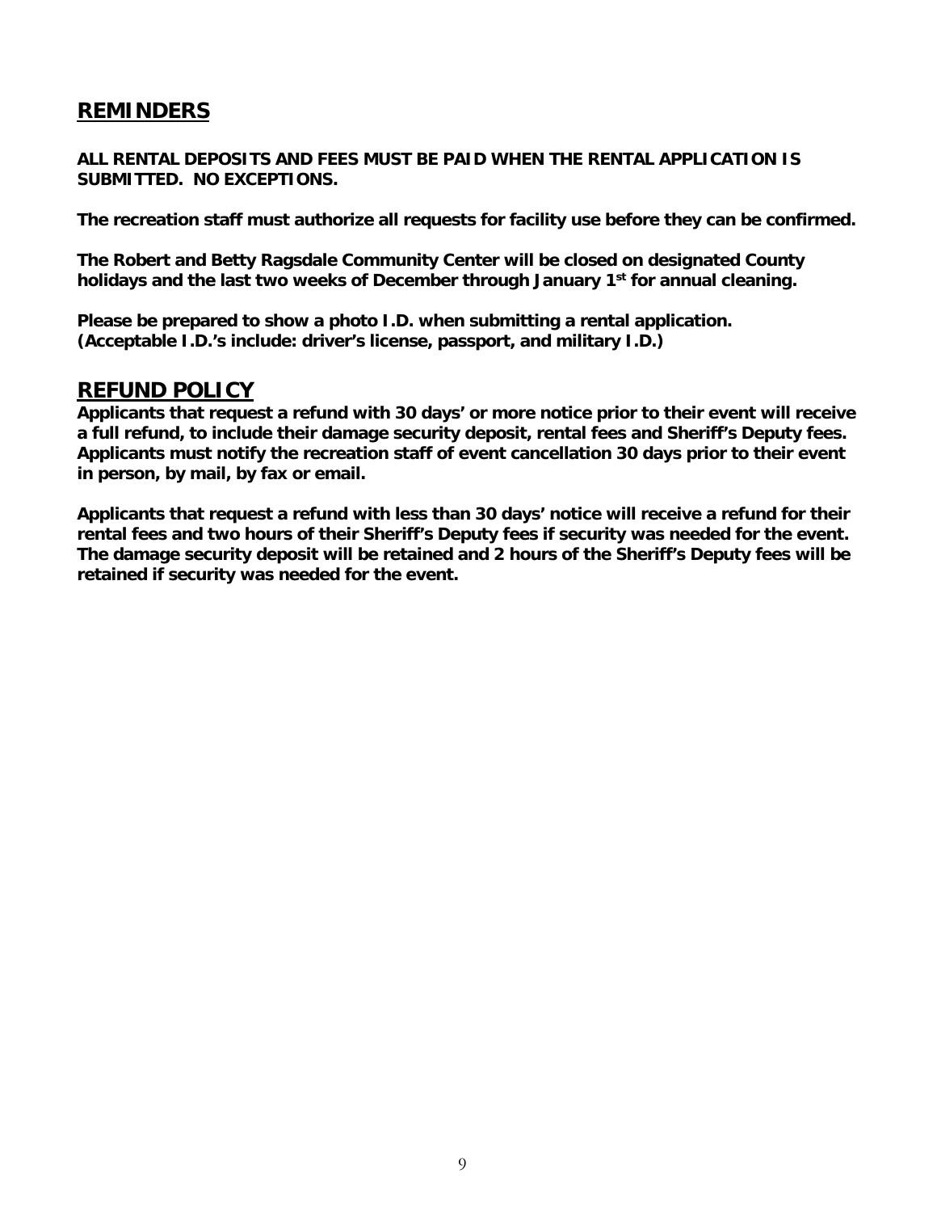## REMINDERS

**ALL RENTAL DEPOSITS AND FEES MUST BE PAID WHEN THE RENTAL APPLICATION IS SUBMITTED. NO EXCEPTIONS.**

**The recreation staff must authorize all requests for facility use before they can be confirmed.**

**The Robert and Betty Ragsdale Community Center will be closed on designated County holidays and the last two weeks of December through January 1st for annual cleaning.**

**Please be prepared to show a photo I.D. when submitting a rental application. (Acceptable I.D.'s include: driver's license, passport, and military I.D.)**

## REFUND POLICY

**Applicants that request a refund with 30 days' or more notice prior to their event will receive a full refund, to include their damage security deposit, rental fees and Sheriff's Deputy fees. Applicants must notify the recreation staff of event cancellation 30 days prior to their event in person, by mail, by fax or email.**

**Applicants that request a refund with less than 30 days' notice will receive a refund for their rental fees and two hours of their Sheriff's Deputy fees if security was needed for the event. The damage security deposit will be retained and 2 hours of the Sheriff's Deputy fees will be retained if security was needed for the event.**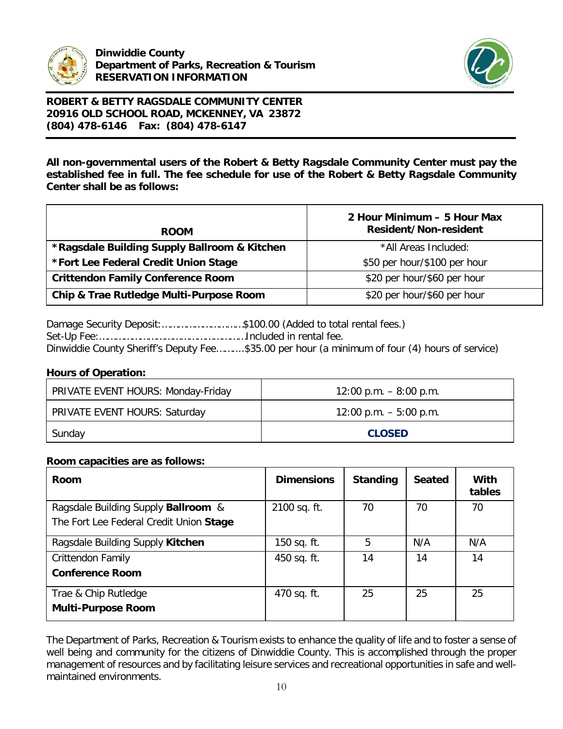**Dinwiddie County**
**Department of Parks, Recreation & Tourism**
**RESERVATION INFORMATION**

**ROBERT & BETTY RAGSDALE COMMUNITY CENTER**
**20916 OLD SCHOOL ROAD, MCKENNEY, VA 23872**
**(804) 478-6146 Fax: (804) 478-6147**

**All non-governmental users of the Robert & Betty Ragsdale Community Center must pay the established fee in full. The fee schedule for use of the Robert & Betty Ragsdale Community Center shall be as follows:**

| ROOM | 2 Hour Minimum – 5 Hour Max Resident/Non-resident |
|---|---|
| **\*Ragsdale Building Supply Ballroom & Kitchen** | \*All Areas Included: |
| **\*Fort Lee Federal Credit Union Stage** | $50 per hour/$100 per hour |
| **Crittendon Family Conference Room** | $20 per hour/$60 per hour |
| **Chip & Trae Rutledge Multi-Purpose Room** | $20 per hour/$60 per hour |

Damage Security Deposit:………………………..$100.00 (Added to total rental fees.)
Set-Up Fee:……………………………………………Included in rental fee.
Dinwiddie County Sheriff's Deputy Fee……….$35.00 per hour (a minimum of four (4) hours of service)

**Hours of Operation:**

| | |
|---|---|
| PRIVATE EVENT HOURS: Monday-Friday | 12:00 p.m. – 8:00 p.m. |
| PRIVATE EVENT HOURS: Saturday | 12:00 p.m. – 5:00 p.m. |
| Sunday | **CLOSED** |

**Room capacities are as follows:**

| Room | Dimensions | Standing | Seated | With tables |
|---|---|---|---|---|
| Ragsdale Building Supply **Ballroom** & The Fort Lee Federal Credit Union **Stage** | 2100 sq. ft. | 70 | 70 | 70 |
| Ragsdale Building Supply **Kitchen** | 150 sq. ft. | 5 | N/A | N/A |
| Crittendon Family **Conference Room** | 450 sq. ft. | 14 | 14 | 14 |
| Trae & Chip Rutledge **Multi-Purpose Room** | 470 sq. ft. | 25 | 25 | 25 |

The Department of Parks, Recreation & Tourism exists to enhance the quality of life and to foster a sense of well being and community for the citizens of Dinwiddie County. This is accomplished through the proper management of resources and by facilitating leisure services and recreational opportunities in safe and well-maintained environments.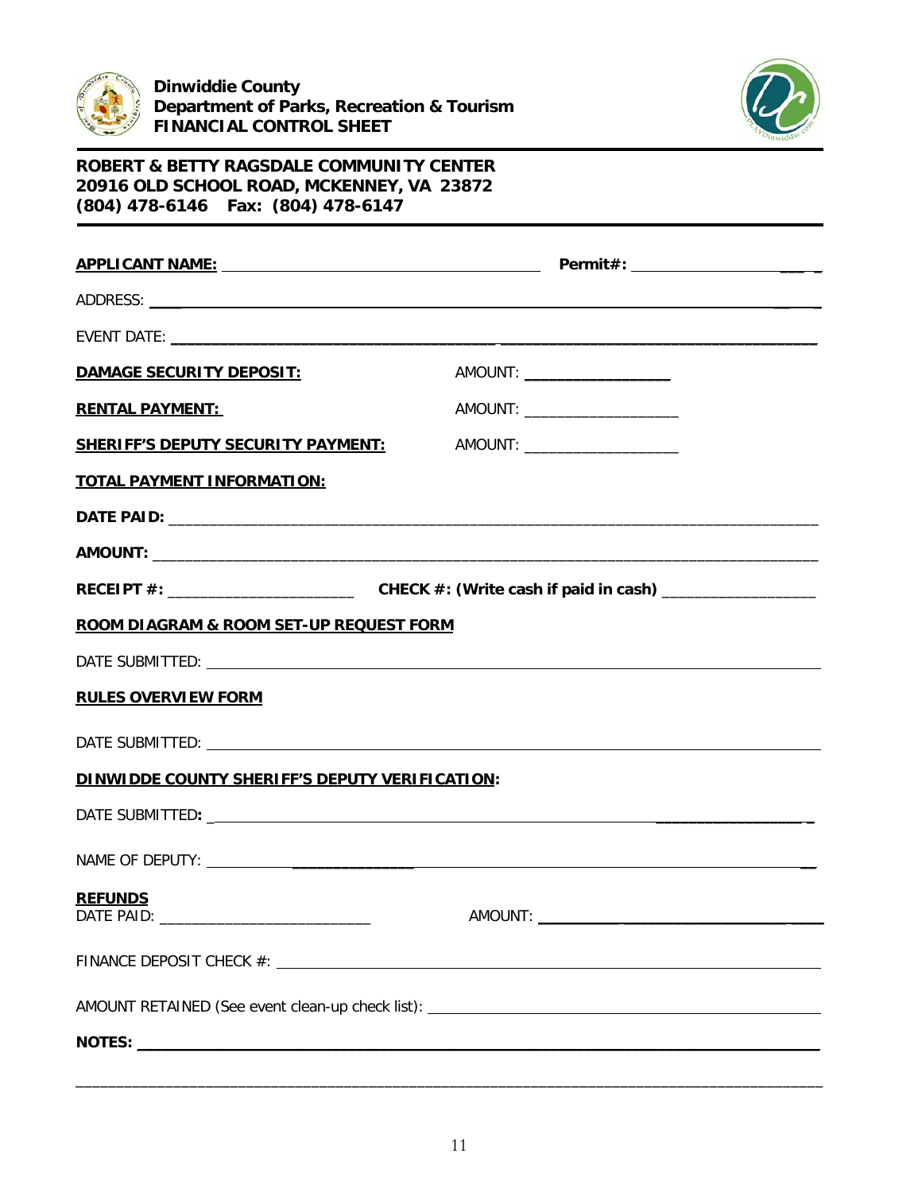**Dinwiddie County**
**Department of Parks, Recreation & Tourism**
**FINANCIAL CONTROL SHEET**

---

**ROBERT & BETTY RAGSDALE COMMUNITY CENTER**
**20916 OLD SCHOOL ROAD, MCKENNEY, VA 23872**
**(804) 478-6146 Fax: (804) 478-6147**

---

**APPLICANT NAME:** ______________________________ **Permit#:** ____________________

ADDRESS: ______________________________________________________________

EVENT DATE: ______________________________________________________________

**DAMAGE SECURITY DEPOSIT:** AMOUNT: __________________

**RENTAL PAYMENT:** AMOUNT: __________________

**SHERIFF'S DEPUTY SECURITY PAYMENT:** AMOUNT: __________________

**TOTAL PAYMENT INFORMATION:**

**DATE PAID:** ______________________________________________________________

**AMOUNT:** ______________________________________________________________

**RECEIPT #:** ______________________ **CHECK #: (Write cash if paid in cash)** __________________

**ROOM DIAGRAM & ROOM SET-UP REQUEST FORM**

DATE SUBMITTED: ______________________________________________________________

**RULES OVERVIEW FORM**

DATE SUBMITTED: ______________________________________________________________

**DINWIDDE COUNTY SHERIFF'S DEPUTY VERIFICATION:**

DATE SUBMITTED: ______________________________________________________________

NAME OF DEPUTY: ______________________________________________________________

**REFUNDS**
DATE PAID: __________________________ AMOUNT: ______________________________

FINANCE DEPOSIT CHECK #: ______________________________________________________________

AMOUNT RETAINED (See event clean-up check list): ______________________________________________

**NOTES:** ______________________________________________________________

______________________________________________________________________________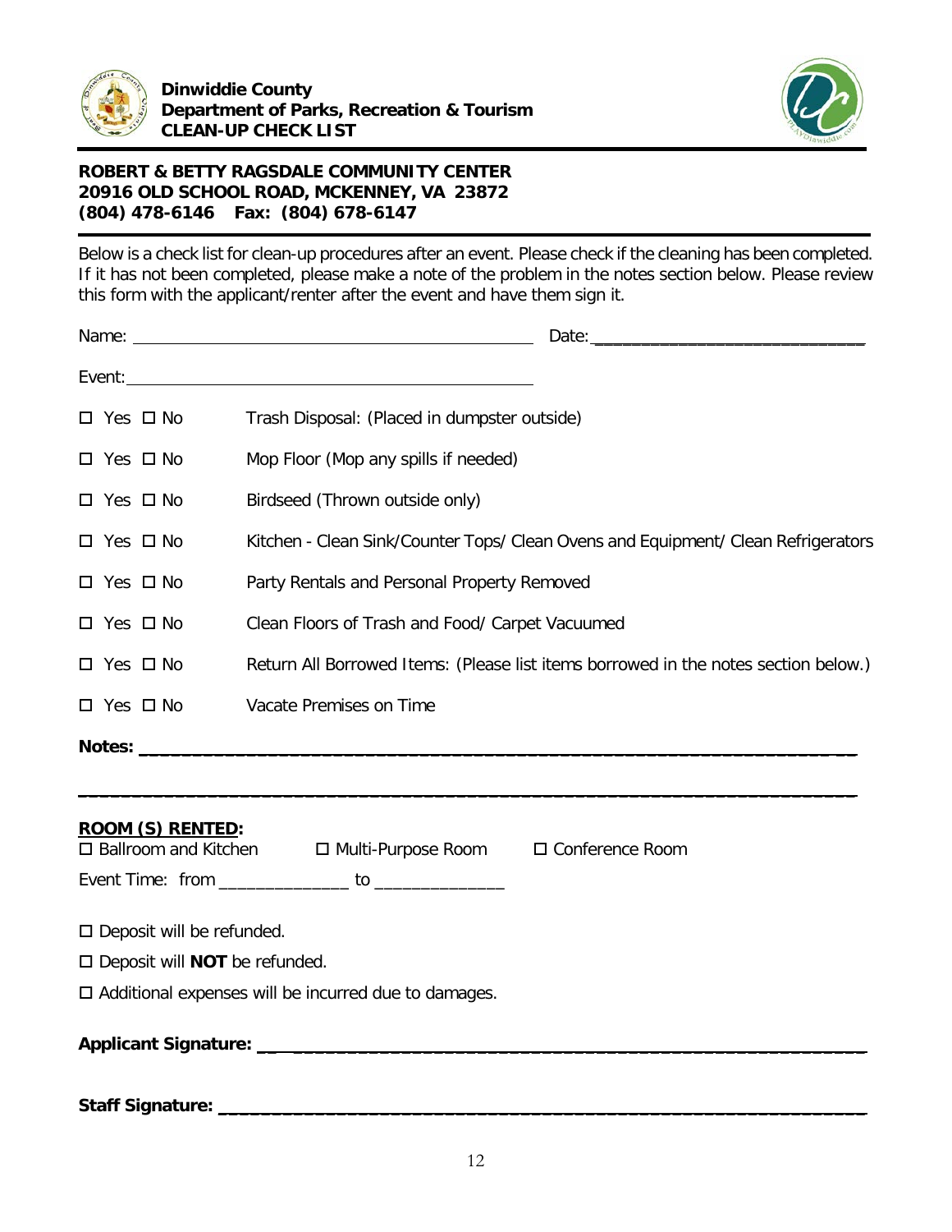**Dinwiddie County**
**Department of Parks, Recreation & Tourism**
**CLEAN-UP CHECK LIST**

**ROBERT & BETTY RAGSDALE COMMUNITY CENTER**
**20916 OLD SCHOOL ROAD, MCKENNEY, VA 23872**
**(804) 478-6146 Fax: (804) 678-6147**

Below is a check list for clean-up procedures after an event. Please check if the cleaning has been completed. If it has not been completed, please make a note of the problem in the notes section below. Please review this form with the applicant/renter after the event and have them sign it.

Name: ______________________________ Date: ______________________________

Event: ______________________________

☐ Yes ☐ No Trash Disposal: (Placed in dumpster outside)

☐ Yes ☐ No Mop Floor (Mop any spills if needed)

☐ Yes ☐ No Birdseed (Thrown outside only)

☐ Yes ☐ No Kitchen - Clean Sink/Counter Tops/ Clean Ovens and Equipment/ Clean Refrigerators

☐ Yes ☐ No Party Rentals and Personal Property Removed

☐ Yes ☐ No Clean Floors of Trash and Food/ Carpet Vacuumed

☐ Yes ☐ No Return All Borrowed Items: (Please list items borrowed in the notes section below.)

☐ Yes ☐ No Vacate Premises on Time

**Notes: ________________________________________________________________**

**________________________________________________________________________**

**<u>ROOM (S) RENTED</u>:**

☐ Ballroom and Kitchen ☐ Multi-Purpose Room ☐ Conference Room

Event Time: from ______________ to ______________

☐ Deposit will be refunded.

☐ Deposit will **NOT** be refunded.

☐ Additional expenses will be incurred due to damages.

**Applicant Signature: ________________________________________________________**

**Staff Signature: ___________________________________________________________**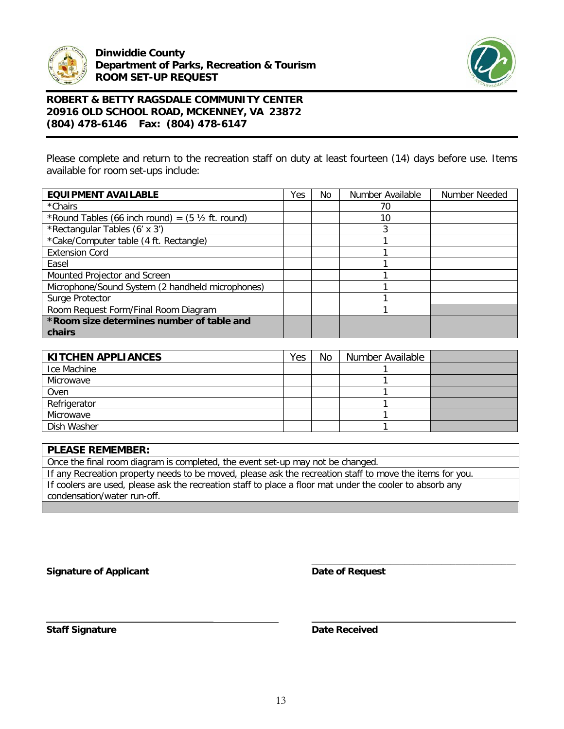**Dinwiddie County**
**Department of Parks, Recreation & Tourism**
**ROOM SET-UP REQUEST**

**ROBERT & BETTY RAGSDALE COMMUNITY CENTER**
**20916 OLD SCHOOL ROAD, MCKENNEY, VA 23872**
**(804) 478-6146 Fax: (804) 478-6147**

Please complete and return to the recreation staff on duty at least fourteen (14) days before use. Items available for room set-ups include:

| EQUIPMENT AVAILABLE | Yes | No | Number Available | Number Needed |
|---|---|---|---|---|
| *Chairs | | | 70 | |
| *Round Tables (66 inch round) = (5 ½ ft. round) | | | 10 | |
| *Rectangular Tables (6' x 3') | | | 3 | |
| *Cake/Computer table (4 ft. Rectangle) | | | 1 | |
| Extension Cord | | | 1 | |
| Easel | | | 1 | |
| Mounted Projector and Screen | | | 1 | |
| Microphone/Sound System (2 handheld microphones) | | | 1 | |
| Surge Protector | | | 1 | |
| Room Request Form/Final Room Diagram | | | 1 | |
| **\*Room size determines number of table and chairs** | | | | |

| KITCHEN APPLIANCES | Yes | No | Number Available | |
|---|---|---|---|---|
| Ice Machine | | | 1 | |
| Microwave | | | 1 | |
| Oven | | | 1 | |
| Refrigerator | | | 1 | |
| Microwave | | | 1 | |
| Dish Washer | | | 1 | |

| PLEASE REMEMBER: |
|---|
| Once the final room diagram is completed, the event set-up may not be changed. |
| If any Recreation property needs to be moved, please ask the recreation staff to move the items for you. |
| If coolers are used, please ask the recreation staff to place a floor mat under the cooler to absorb any condensation/water run-off. |

______________________________ ______________________________
**Signature of Applicant** **Date of Request**

______________________________ ______________________________
**Staff Signature** **Date Received**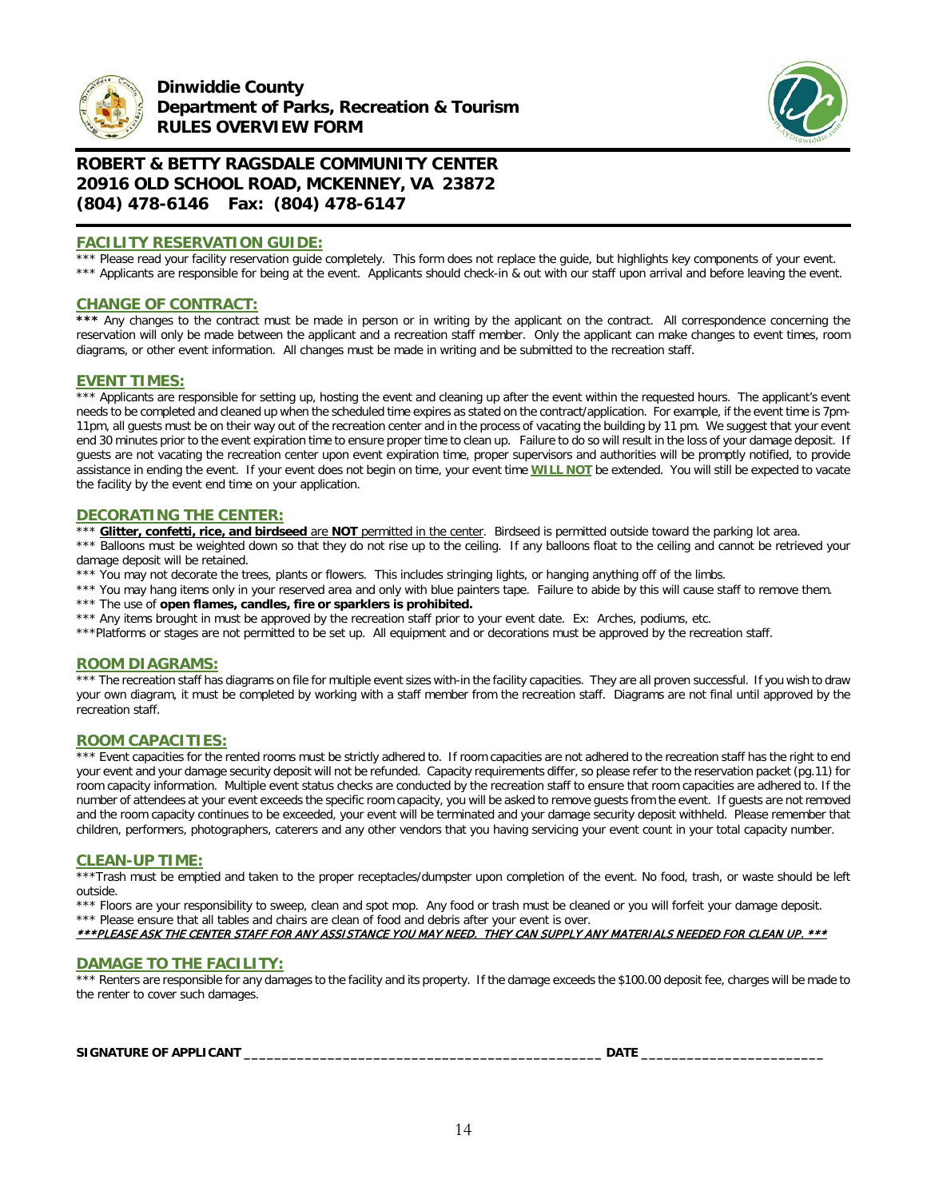**Dinwiddie County**
**Department of Parks, Recreation & Tourism**
**RULES OVERVIEW FORM**

## ROBERT & BETTY RAGSDALE COMMUNITY CENTER
## 20916 OLD SCHOOL ROAD, MCKENNEY, VA 23872
## (804) 478-6146 Fax: (804) 478-6147

### FACILITY RESERVATION GUIDE:

*** Please read your facility reservation guide completely. This form does not replace the guide, but highlights key components of your event.
*** Applicants are responsible for being at the event. Applicants should check-in & out with our staff upon arrival and before leaving the event.

### CHANGE OF CONTRACT:

**\*\*\*** Any changes to the contract must be made in person or in writing by the applicant on the contract. All correspondence concerning the reservation will only be made between the applicant and a recreation staff member. Only the applicant can make changes to event times, room diagrams, or other event information. All changes must be made in writing and be submitted to the recreation staff.

### EVENT TIMES:

*** Applicants are responsible for setting up, hosting the event and cleaning up after the event within the requested hours. The applicant's event needs to be completed and cleaned up when the scheduled time expires as stated on the contract/application. For example, if the event time is 7pm-11pm, all guests must be on their way out of the recreation center and in the process of vacating the building by 11 pm. We suggest that your event end 30 minutes prior to the event expiration time to ensure proper time to clean up. Failure to do so will result in the loss of your damage deposit. If guests are not vacating the recreation center upon event expiration time, proper supervisors and authorities will be promptly notified, to provide assistance in ending the event. If your event does not begin on time, your event time **WILL NOT** be extended. You will still be expected to vacate the facility by the event end time on your application.

### DECORATING THE CENTER:

*** **Glitter, confetti, rice, and birdseed** are **NOT** permitted in the center. Birdseed is permitted outside toward the parking lot area.
*** Balloons must be weighted down so that they do not rise up to the ceiling. If any balloons float to the ceiling and cannot be retrieved your damage deposit will be retained.
*** You may not decorate the trees, plants or flowers. This includes stringing lights, or hanging anything off of the limbs.
*** You may hang items only in your reserved area and only with blue painters tape. Failure to abide by this will cause staff to remove them.
*** The use of **open flames, candles, fire or sparklers is prohibited.**
*** Any items brought in must be approved by the recreation staff prior to your event date. Ex: Arches, podiums, etc.
***Platforms or stages are not permitted to be set up. All equipment and or decorations must be approved by the recreation staff.

### ROOM DIAGRAMS:

*** The recreation staff has diagrams on file for multiple event sizes with-in the facility capacities. They are all proven successful. If you wish to draw your own diagram, it must be completed by working with a staff member from the recreation staff. Diagrams are not final until approved by the recreation staff.

### ROOM CAPACITIES:

*** Event capacities for the rented rooms must be strictly adhered to. If room capacities are not adhered to the recreation staff has the right to end your event and your damage security deposit will not be refunded. Capacity requirements differ, so please refer to the reservation packet (pg.11) for room capacity information. Multiple event status checks are conducted by the recreation staff to ensure that room capacities are adhered to. If the number of attendees at your event exceeds the specific room capacity, you will be asked to remove guests from the event. If guests are not removed and the room capacity continues to be exceeded, your event will be terminated and your damage security deposit withheld. Please remember that children, performers, photographers, caterers and any other vendors that you having servicing your event count in your total capacity number.

### CLEAN-UP TIME:

***Trash must be emptied and taken to the proper receptacles/dumpster upon completion of the event. No food, trash, or waste should be left outside.
*** Floors are your responsibility to sweep, clean and spot mop. Any food or trash must be cleaned or you will forfeit your damage deposit.
*** Please ensure that all tables and chairs are clean of food and debris after your event is over.
***\*\*\*PLEASE ASK THE CENTER STAFF FOR ANY ASSISTANCE YOU MAY NEED. THEY CAN SUPPLY ANY MATERIALS NEEDED FOR CLEAN UP. \*\*\****

### DAMAGE TO THE FACILITY:

*** Renters are responsible for any damages to the facility and its property. If the damage exceeds the $100.00 deposit fee, charges will be made to the renter to cover such damages.

**SIGNATURE OF APPLICANT** ______________________________________________ **DATE** ________________________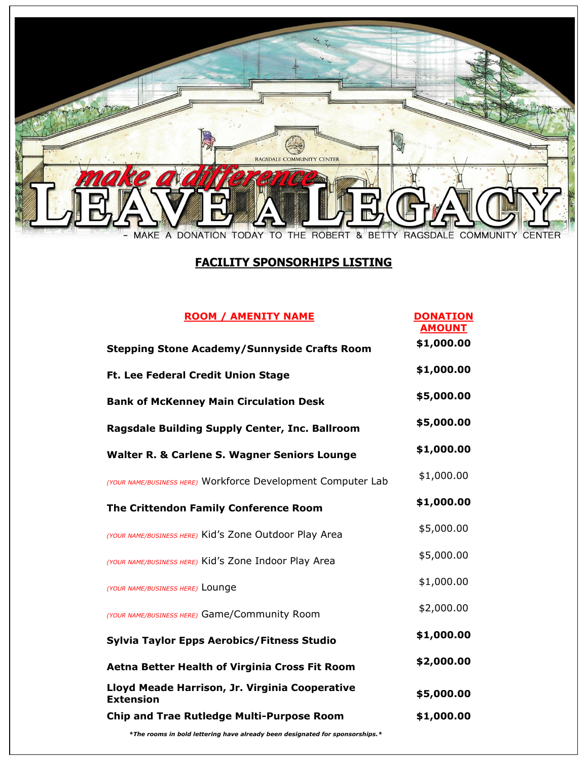make a difference

# LEAVE A LEGACY

- MAKE A DONATION TODAY TO THE ROBERT & BETTY RAGSDALE COMMUNITY CENTER

## FACILITY SPONSORHIPS LISTING

| ROOM / AMENITY NAME | DONATION AMOUNT |
|---|---|
| **Stepping Stone Academy/Sunnyside Crafts Room** | **$1,000.00** |
| **Ft. Lee Federal Credit Union Stage** | **$1,000.00** |
| **Bank of McKenney Main Circulation Desk** | **$5,000.00** |
| **Ragsdale Building Supply Center, Inc. Ballroom** | **$5,000.00** |
| **Walter R. & Carlene S. Wagner Seniors Lounge** | **$1,000.00** |
| *(YOUR NAME/BUSINESS HERE)* Workforce Development Computer Lab | $1,000.00 |
| **The Crittendon Family Conference Room** | **$1,000.00** |
| *(YOUR NAME/BUSINESS HERE)* Kid's Zone Outdoor Play Area | $5,000.00 |
| *(YOUR NAME/BUSINESS HERE)* Kid's Zone Indoor Play Area | $5,000.00 |
| *(YOUR NAME/BUSINESS HERE)* Lounge | $1,000.00 |
| *(YOUR NAME/BUSINESS HERE)* Game/Community Room | $2,000.00 |
| **Sylvia Taylor Epps Aerobics/Fitness Studio** | **$1,000.00** |
| **Aetna Better Health of Virginia Cross Fit Room** | **$2,000.00** |
| **Lloyd Meade Harrison, Jr. Virginia Cooperative Extension** | **$5,000.00** |
| **Chip and Trae Rutledge Multi-Purpose Room** | **$1,000.00** |

***The rooms in bold lettering have already been designated for sponsorships.***